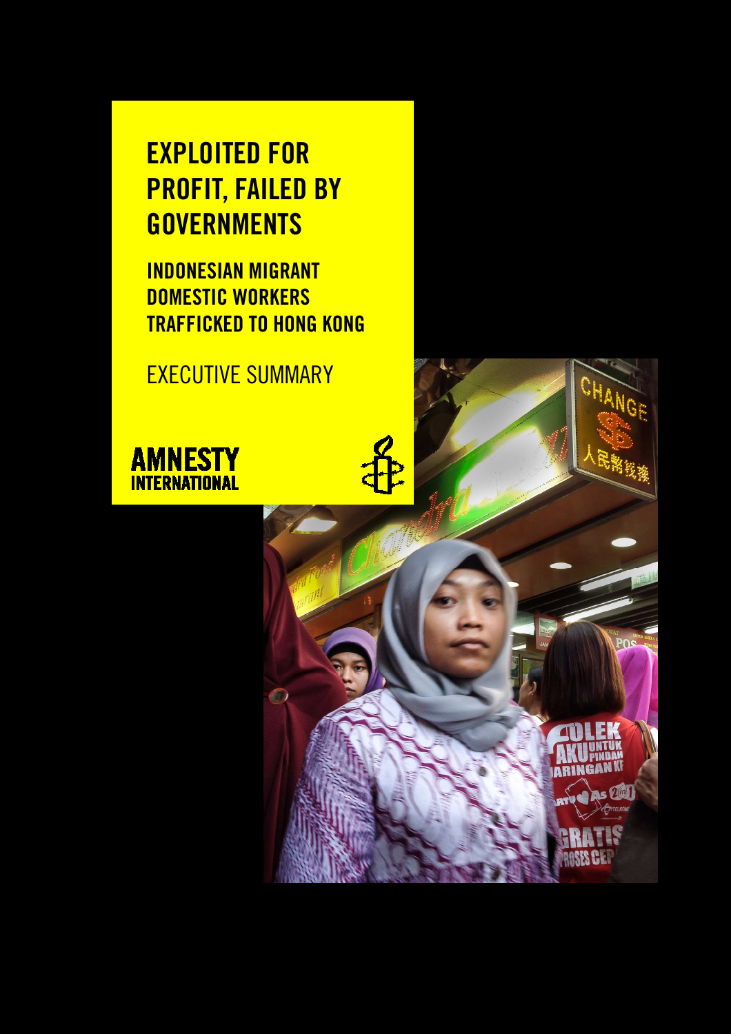# EXPLOITED FOR PROFIT, FAILED BY GOVERNMENTS

## INDONESIAN MIGRANT DOMESTIC WORKERS TRAFFICKED TO HONG KONG

EXECUTIVE SUMMARY

AMNESTY INTERNATIONAL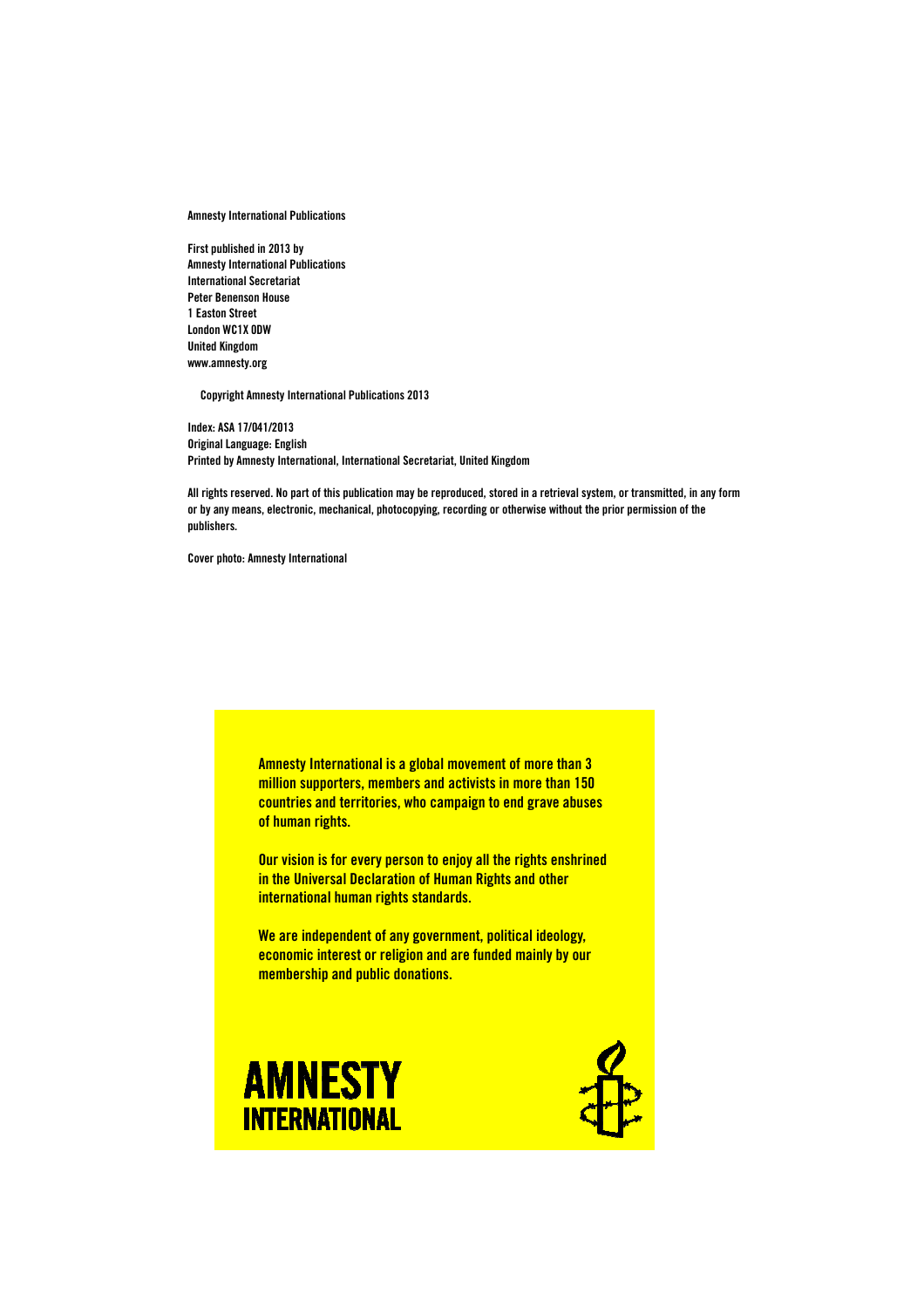Amnesty International Publications

First published in 2013 by
Amnesty International Publications
International Secretariat
Peter Benenson House
1 Easton Street
London WC1X 0DW
United Kingdom
www.amnesty.org

Copyright Amnesty International Publications 2013

Index: ASA 17/041/2013
Original Language: English
Printed by Amnesty International, International Secretariat, United Kingdom

All rights reserved. No part of this publication may be reproduced, stored in a retrieval system, or transmitted, in any form or by any means, electronic, mechanical, photocopying, recording or otherwise without the prior permission of the publishers.

Cover photo: Amnesty International

Amnesty International is a global movement of more than 3 million supporters, members and activists in more than 150 countries and territories, who campaign to end grave abuses of human rights.

Our vision is for every person to enjoy all the rights enshrined in the Universal Declaration of Human Rights and other international human rights standards.

We are independent of any government, political ideology, economic interest or religion and are funded mainly by our membership and public donations.

AMNESTY INTERNATIONAL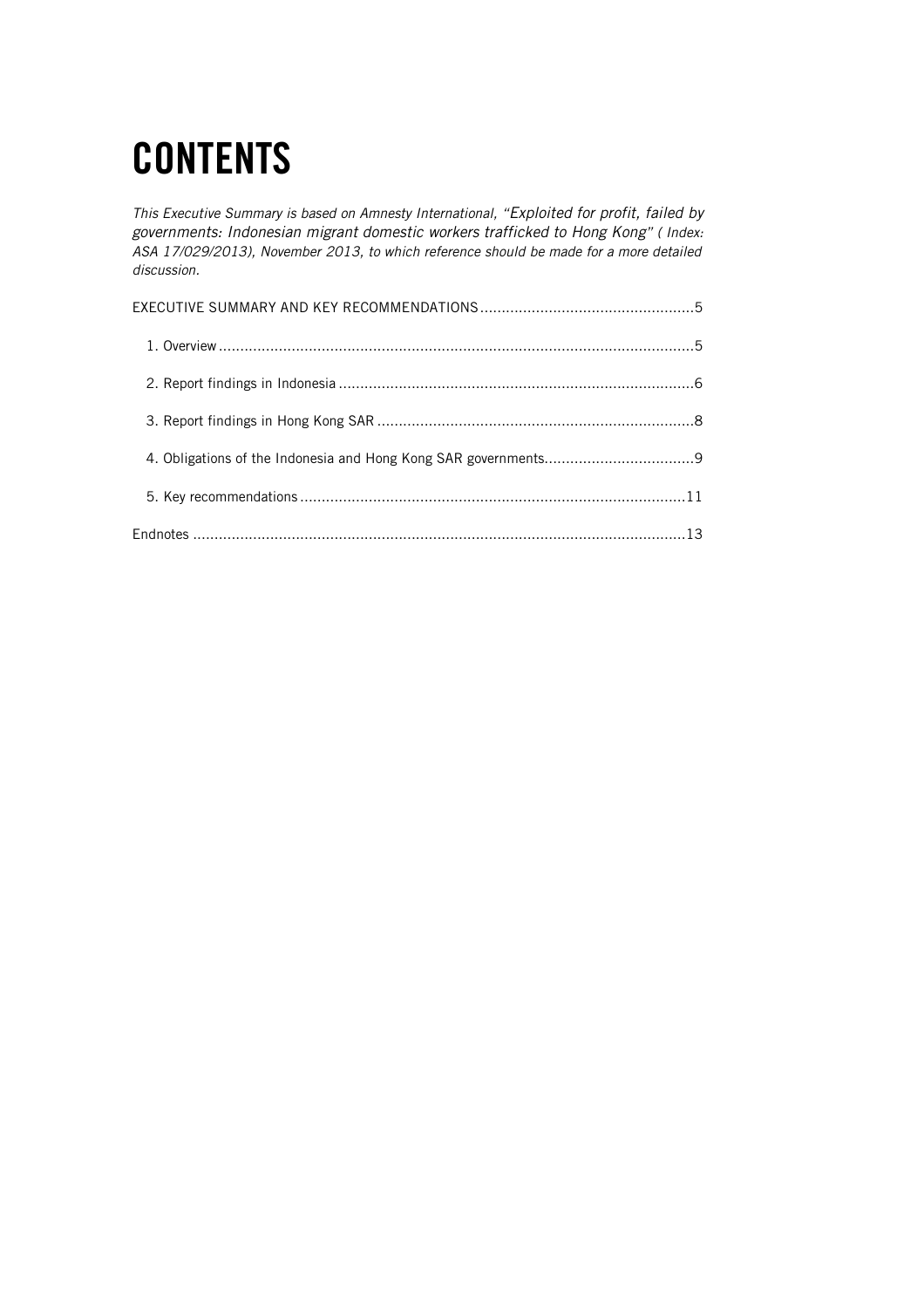# CONTENTS

*This Executive Summary is based on Amnesty International, "Exploited for profit, failed by governments: Indonesian migrant domestic workers trafficked to Hong Kong" ( Index: ASA 17/029/2013), November 2013, to which reference should be made for a more detailed discussion.*

EXECUTIVE SUMMARY AND KEY RECOMMENDATIONS .................................................5

- 1. Overview .............................................................................................................5
- 2. Report findings in Indonesia ..................................................................................6
- 3. Report findings in Hong Kong SAR .........................................................................8
- 4. Obligations of the Indonesia and Hong Kong SAR governments..................................9
- 5. Key recommendations .........................................................................................11

Endnotes .................................................................................................................13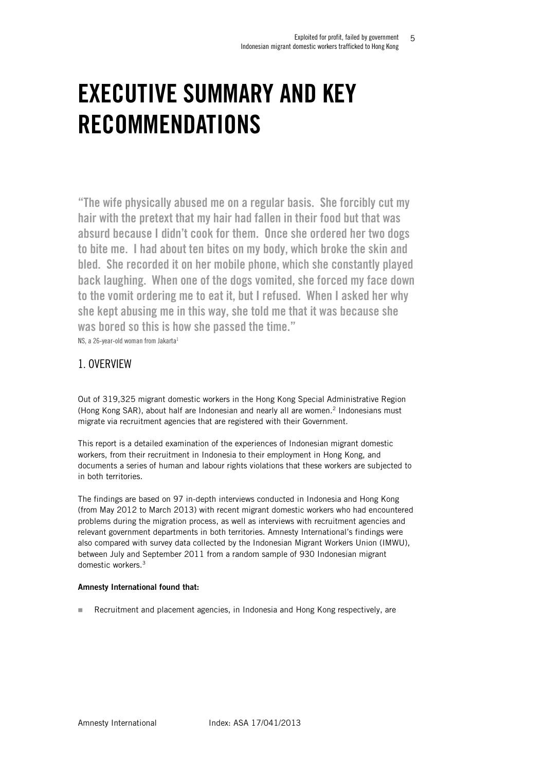# EXECUTIVE SUMMARY AND KEY RECOMMENDATIONS

**"The wife physically abused me on a regular basis. She forcibly cut my hair with the pretext that my hair had fallen in their food but that was absurd because I didn't cook for them. Once she ordered her two dogs to bite me. I had about ten bites on my body, which broke the skin and bled. She recorded it on her mobile phone, which she constantly played back laughing. When one of the dogs vomited, she forced my face down to the vomit ordering me to eat it, but I refused. When I asked her why she kept abusing me in this way, she told me that it was because she was bored so this is how she passed the time."**

NS, a 26-year-old woman from Jakarta[1]

## 1. OVERVIEW

Out of 319,325 migrant domestic workers in the Hong Kong Special Administrative Region (Hong Kong SAR), about half are Indonesian and nearly all are women.[2] Indonesians must migrate via recruitment agencies that are registered with their Government.

This report is a detailed examination of the experiences of Indonesian migrant domestic workers, from their recruitment in Indonesia to their employment in Hong Kong, and documents a series of human and labour rights violations that these workers are subjected to in both territories.

The findings are based on 97 in-depth interviews conducted in Indonesia and Hong Kong (from May 2012 to March 2013) with recent migrant domestic workers who had encountered problems during the migration process, as well as interviews with recruitment agencies and relevant government departments in both territories. Amnesty International's findings were also compared with survey data collected by the Indonesian Migrant Workers Union (IMWU), between July and September 2011 from a random sample of 930 Indonesian migrant domestic workers.[3]

**Amnesty International found that:**

- Recruitment and placement agencies, in Indonesia and Hong Kong respectively, are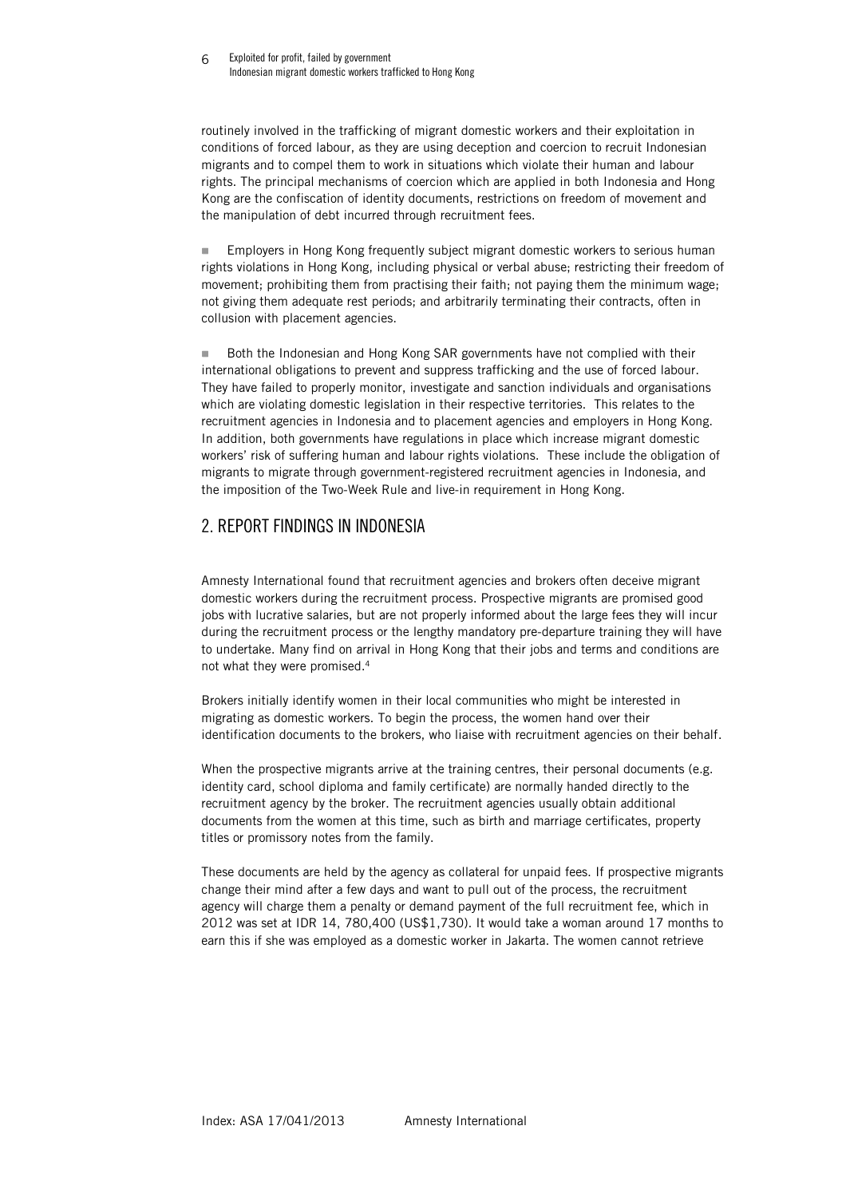routinely involved in the trafficking of migrant domestic workers and their exploitation in conditions of forced labour, as they are using deception and coercion to recruit Indonesian migrants and to compel them to work in situations which violate their human and labour rights. The principal mechanisms of coercion which are applied in both Indonesia and Hong Kong are the confiscation of identity documents, restrictions on freedom of movement and the manipulation of debt incurred through recruitment fees.

- Employers in Hong Kong frequently subject migrant domestic workers to serious human rights violations in Hong Kong, including physical or verbal abuse; restricting their freedom of movement; prohibiting them from practising their faith; not paying them the minimum wage; not giving them adequate rest periods; and arbitrarily terminating their contracts, often in collusion with placement agencies.

- Both the Indonesian and Hong Kong SAR governments have not complied with their international obligations to prevent and suppress trafficking and the use of forced labour. They have failed to properly monitor, investigate and sanction individuals and organisations which are violating domestic legislation in their respective territories. This relates to the recruitment agencies in Indonesia and to placement agencies and employers in Hong Kong. In addition, both governments have regulations in place which increase migrant domestic workers' risk of suffering human and labour rights violations. These include the obligation of migrants to migrate through government-registered recruitment agencies in Indonesia, and the imposition of the Two-Week Rule and live-in requirement in Hong Kong.

## 2. REPORT FINDINGS IN INDONESIA

Amnesty International found that recruitment agencies and brokers often deceive migrant domestic workers during the recruitment process. Prospective migrants are promised good jobs with lucrative salaries, but are not properly informed about the large fees they will incur during the recruitment process or the lengthy mandatory pre-departure training they will have to undertake. Many find on arrival in Hong Kong that their jobs and terms and conditions are not what they were promised.[4]

Brokers initially identify women in their local communities who might be interested in migrating as domestic workers. To begin the process, the women hand over their identification documents to the brokers, who liaise with recruitment agencies on their behalf.

When the prospective migrants arrive at the training centres, their personal documents (e.g. identity card, school diploma and family certificate) are normally handed directly to the recruitment agency by the broker. The recruitment agencies usually obtain additional documents from the women at this time, such as birth and marriage certificates, property titles or promissory notes from the family.

These documents are held by the agency as collateral for unpaid fees. If prospective migrants change their mind after a few days and want to pull out of the process, the recruitment agency will charge them a penalty or demand payment of the full recruitment fee, which in 2012 was set at IDR 14, 780,400 (US$1,730). It would take a woman around 17 months to earn this if she was employed as a domestic worker in Jakarta. The women cannot retrieve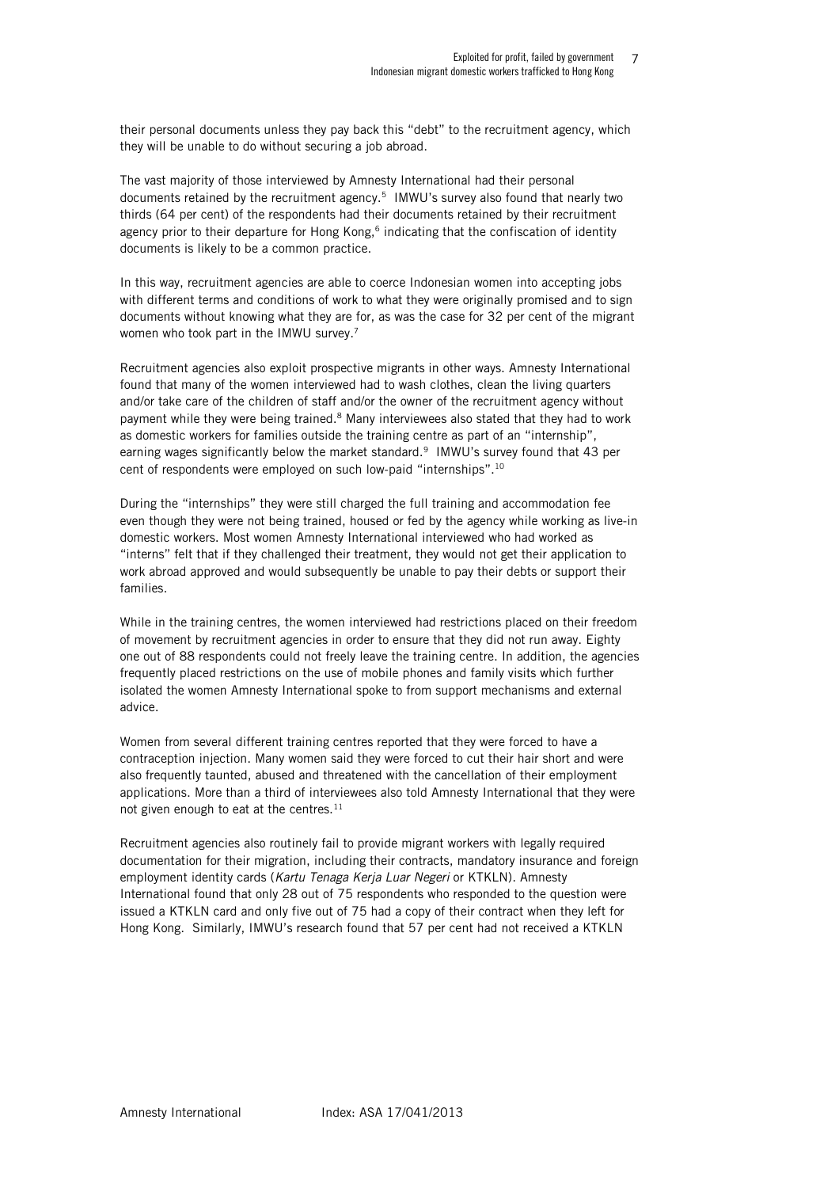their personal documents unless they pay back this "debt" to the recruitment agency, which they will be unable to do without securing a job abroad.

The vast majority of those interviewed by Amnesty International had their personal documents retained by the recruitment agency.[5] IMWU's survey also found that nearly two thirds (64 per cent) of the respondents had their documents retained by their recruitment agency prior to their departure for Hong Kong,[6] indicating that the confiscation of identity documents is likely to be a common practice.

In this way, recruitment agencies are able to coerce Indonesian women into accepting jobs with different terms and conditions of work to what they were originally promised and to sign documents without knowing what they are for, as was the case for 32 per cent of the migrant women who took part in the IMWU survey.[7]

Recruitment agencies also exploit prospective migrants in other ways. Amnesty International found that many of the women interviewed had to wash clothes, clean the living quarters and/or take care of the children of staff and/or the owner of the recruitment agency without payment while they were being trained.[8] Many interviewees also stated that they had to work as domestic workers for families outside the training centre as part of an "internship", earning wages significantly below the market standard.[9] IMWU's survey found that 43 per cent of respondents were employed on such low-paid "internships".[10]

During the "internships" they were still charged the full training and accommodation fee even though they were not being trained, housed or fed by the agency while working as live-in domestic workers. Most women Amnesty International interviewed who had worked as "interns" felt that if they challenged their treatment, they would not get their application to work abroad approved and would subsequently be unable to pay their debts or support their families.

While in the training centres, the women interviewed had restrictions placed on their freedom of movement by recruitment agencies in order to ensure that they did not run away. Eighty one out of 88 respondents could not freely leave the training centre. In addition, the agencies frequently placed restrictions on the use of mobile phones and family visits which further isolated the women Amnesty International spoke to from support mechanisms and external advice.

Women from several different training centres reported that they were forced to have a contraception injection. Many women said they were forced to cut their hair short and were also frequently taunted, abused and threatened with the cancellation of their employment applications. More than a third of interviewees also told Amnesty International that they were not given enough to eat at the centres.[11]

Recruitment agencies also routinely fail to provide migrant workers with legally required documentation for their migration, including their contracts, mandatory insurance and foreign employment identity cards (*Kartu Tenaga Kerja Luar Negeri* or KTKLN). Amnesty International found that only 28 out of 75 respondents who responded to the question were issued a KTKLN card and only five out of 75 had a copy of their contract when they left for Hong Kong. Similarly, IMWU's research found that 57 per cent had not received a KTKLN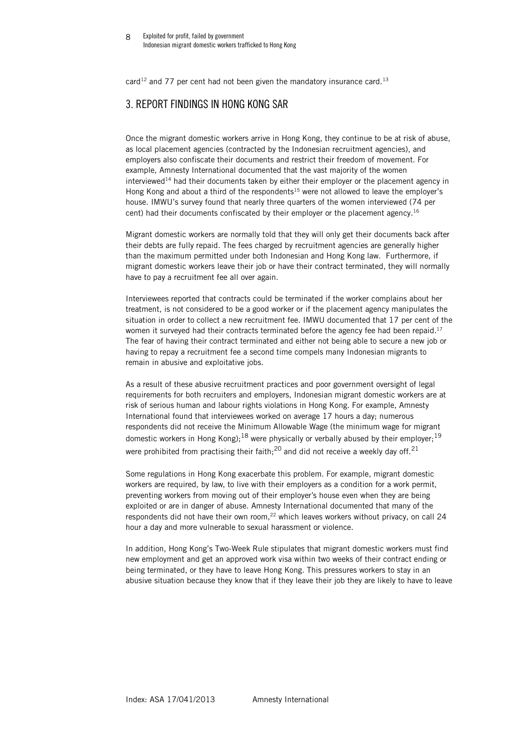card[12] and 77 per cent had not been given the mandatory insurance card.[13]

## 3. REPORT FINDINGS IN HONG KONG SAR

Once the migrant domestic workers arrive in Hong Kong, they continue to be at risk of abuse, as local placement agencies (contracted by the Indonesian recruitment agencies), and employers also confiscate their documents and restrict their freedom of movement. For example, Amnesty International documented that the vast majority of the women interviewed[14] had their documents taken by either their employer or the placement agency in Hong Kong and about a third of the respondents[15] were not allowed to leave the employer's house. IMWU's survey found that nearly three quarters of the women interviewed (74 per cent) had their documents confiscated by their employer or the placement agency.[16]

Migrant domestic workers are normally told that they will only get their documents back after their debts are fully repaid. The fees charged by recruitment agencies are generally higher than the maximum permitted under both Indonesian and Hong Kong law. Furthermore, if migrant domestic workers leave their job or have their contract terminated, they will normally have to pay a recruitment fee all over again.

Interviewees reported that contracts could be terminated if the worker complains about her treatment, is not considered to be a good worker or if the placement agency manipulates the situation in order to collect a new recruitment fee. IMWU documented that 17 per cent of the women it surveyed had their contracts terminated before the agency fee had been repaid.[17] The fear of having their contract terminated and either not being able to secure a new job or having to repay a recruitment fee a second time compels many Indonesian migrants to remain in abusive and exploitative jobs.

As a result of these abusive recruitment practices and poor government oversight of legal requirements for both recruiters and employers, Indonesian migrant domestic workers are at risk of serious human and labour rights violations in Hong Kong. For example, Amnesty International found that interviewees worked on average 17 hours a day; numerous respondents did not receive the Minimum Allowable Wage (the minimum wage for migrant domestic workers in Hong Kong);[18] were physically or verbally abused by their employer;[19] were prohibited from practising their faith;[20] and did not receive a weekly day off.[21]

Some regulations in Hong Kong exacerbate this problem. For example, migrant domestic workers are required, by law, to live with their employers as a condition for a work permit, preventing workers from moving out of their employer's house even when they are being exploited or are in danger of abuse. Amnesty International documented that many of the respondents did not have their own room,[22] which leaves workers without privacy, on call 24 hour a day and more vulnerable to sexual harassment or violence.

In addition, Hong Kong's Two-Week Rule stipulates that migrant domestic workers must find new employment and get an approved work visa within two weeks of their contract ending or being terminated, or they have to leave Hong Kong. This pressures workers to stay in an abusive situation because they know that if they leave their job they are likely to have to leave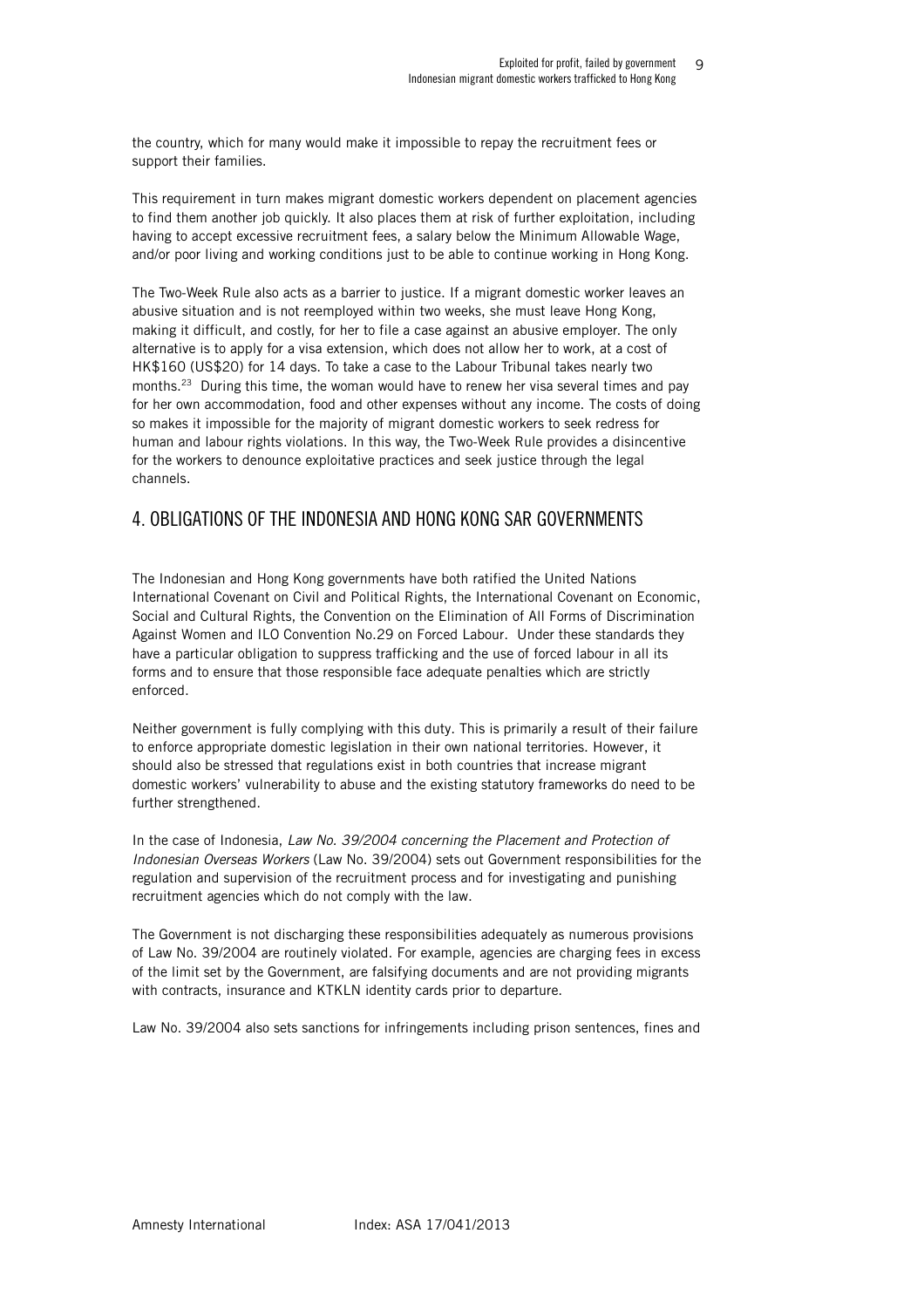the country, which for many would make it impossible to repay the recruitment fees or support their families.

This requirement in turn makes migrant domestic workers dependent on placement agencies to find them another job quickly. It also places them at risk of further exploitation, including having to accept excessive recruitment fees, a salary below the Minimum Allowable Wage, and/or poor living and working conditions just to be able to continue working in Hong Kong.

The Two-Week Rule also acts as a barrier to justice. If a migrant domestic worker leaves an abusive situation and is not reemployed within two weeks, she must leave Hong Kong, making it difficult, and costly, for her to file a case against an abusive employer. The only alternative is to apply for a visa extension, which does not allow her to work, at a cost of HK$160 (US$20) for 14 days. To take a case to the Labour Tribunal takes nearly two months.[23] During this time, the woman would have to renew her visa several times and pay for her own accommodation, food and other expenses without any income. The costs of doing so makes it impossible for the majority of migrant domestic workers to seek redress for human and labour rights violations. In this way, the Two-Week Rule provides a disincentive for the workers to denounce exploitative practices and seek justice through the legal channels.

## 4. OBLIGATIONS OF THE INDONESIA AND HONG KONG SAR GOVERNMENTS

The Indonesian and Hong Kong governments have both ratified the United Nations International Covenant on Civil and Political Rights, the International Covenant on Economic, Social and Cultural Rights, the Convention on the Elimination of All Forms of Discrimination Against Women and ILO Convention No.29 on Forced Labour. Under these standards they have a particular obligation to suppress trafficking and the use of forced labour in all its forms and to ensure that those responsible face adequate penalties which are strictly enforced.

Neither government is fully complying with this duty. This is primarily a result of their failure to enforce appropriate domestic legislation in their own national territories. However, it should also be stressed that regulations exist in both countries that increase migrant domestic workers' vulnerability to abuse and the existing statutory frameworks do need to be further strengthened.

In the case of Indonesia, *Law No. 39/2004 concerning the Placement and Protection of Indonesian Overseas Workers* (Law No. 39/2004) sets out Government responsibilities for the regulation and supervision of the recruitment process and for investigating and punishing recruitment agencies which do not comply with the law.

The Government is not discharging these responsibilities adequately as numerous provisions of Law No. 39/2004 are routinely violated. For example, agencies are charging fees in excess of the limit set by the Government, are falsifying documents and are not providing migrants with contracts, insurance and KTKLN identity cards prior to departure.

Law No. 39/2004 also sets sanctions for infringements including prison sentences, fines and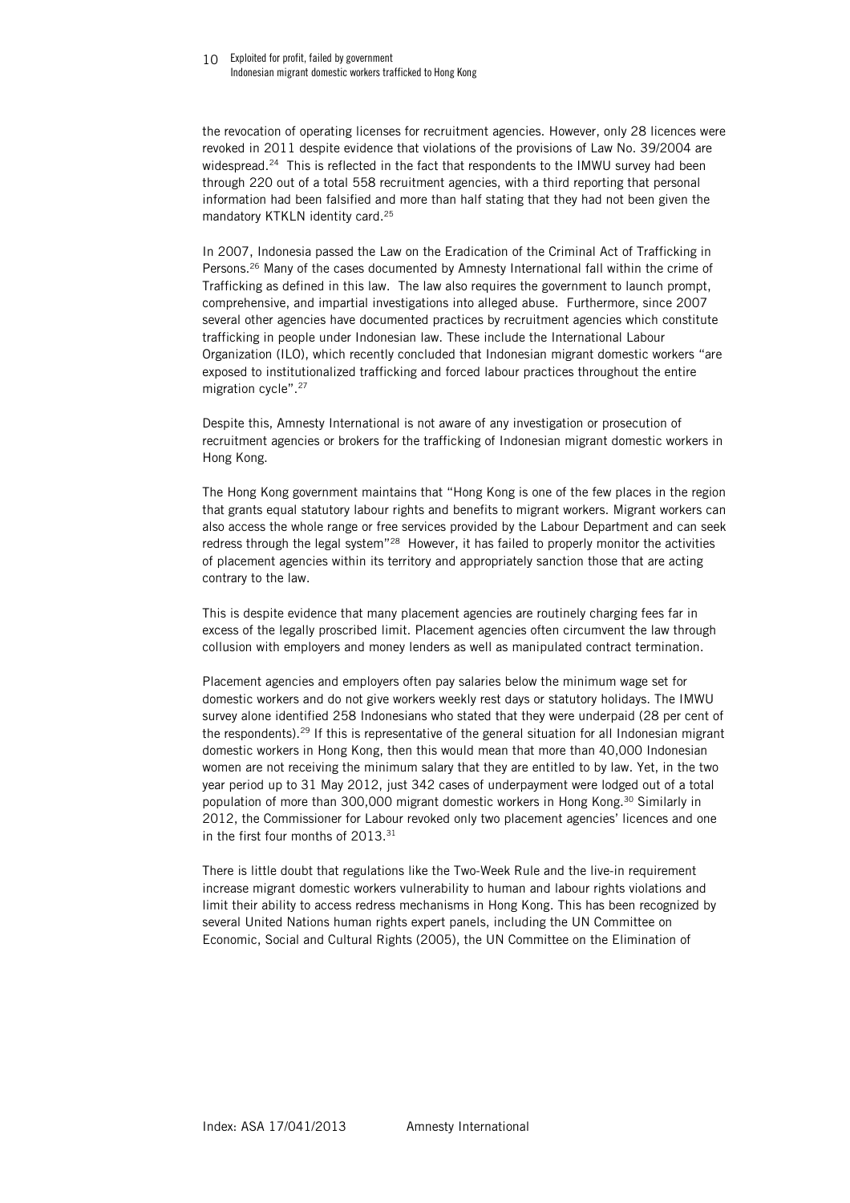the revocation of operating licenses for recruitment agencies. However, only 28 licences were revoked in 2011 despite evidence that violations of the provisions of Law No. 39/2004 are widespread.[24] This is reflected in the fact that respondents to the IMWU survey had been through 220 out of a total 558 recruitment agencies, with a third reporting that personal information had been falsified and more than half stating that they had not been given the mandatory KTKLN identity card.[25]

In 2007, Indonesia passed the Law on the Eradication of the Criminal Act of Trafficking in Persons.[26] Many of the cases documented by Amnesty International fall within the crime of Trafficking as defined in this law. The law also requires the government to launch prompt, comprehensive, and impartial investigations into alleged abuse. Furthermore, since 2007 several other agencies have documented practices by recruitment agencies which constitute trafficking in people under Indonesian law. These include the International Labour Organization (ILO), which recently concluded that Indonesian migrant domestic workers "are exposed to institutionalized trafficking and forced labour practices throughout the entire migration cycle".[27]

Despite this, Amnesty International is not aware of any investigation or prosecution of recruitment agencies or brokers for the trafficking of Indonesian migrant domestic workers in Hong Kong.

The Hong Kong government maintains that "Hong Kong is one of the few places in the region that grants equal statutory labour rights and benefits to migrant workers. Migrant workers can also access the whole range or free services provided by the Labour Department and can seek redress through the legal system"[28] However, it has failed to properly monitor the activities of placement agencies within its territory and appropriately sanction those that are acting contrary to the law.

This is despite evidence that many placement agencies are routinely charging fees far in excess of the legally proscribed limit. Placement agencies often circumvent the law through collusion with employers and money lenders as well as manipulated contract termination.

Placement agencies and employers often pay salaries below the minimum wage set for domestic workers and do not give workers weekly rest days or statutory holidays. The IMWU survey alone identified 258 Indonesians who stated that they were underpaid (28 per cent of the respondents).[29] If this is representative of the general situation for all Indonesian migrant domestic workers in Hong Kong, then this would mean that more than 40,000 Indonesian women are not receiving the minimum salary that they are entitled to by law. Yet, in the two year period up to 31 May 2012, just 342 cases of underpayment were lodged out of a total population of more than 300,000 migrant domestic workers in Hong Kong.[30] Similarly in 2012, the Commissioner for Labour revoked only two placement agencies' licences and one in the first four months of 2013.[31]

There is little doubt that regulations like the Two-Week Rule and the live-in requirement increase migrant domestic workers vulnerability to human and labour rights violations and limit their ability to access redress mechanisms in Hong Kong. This has been recognized by several United Nations human rights expert panels, including the UN Committee on Economic, Social and Cultural Rights (2005), the UN Committee on the Elimination of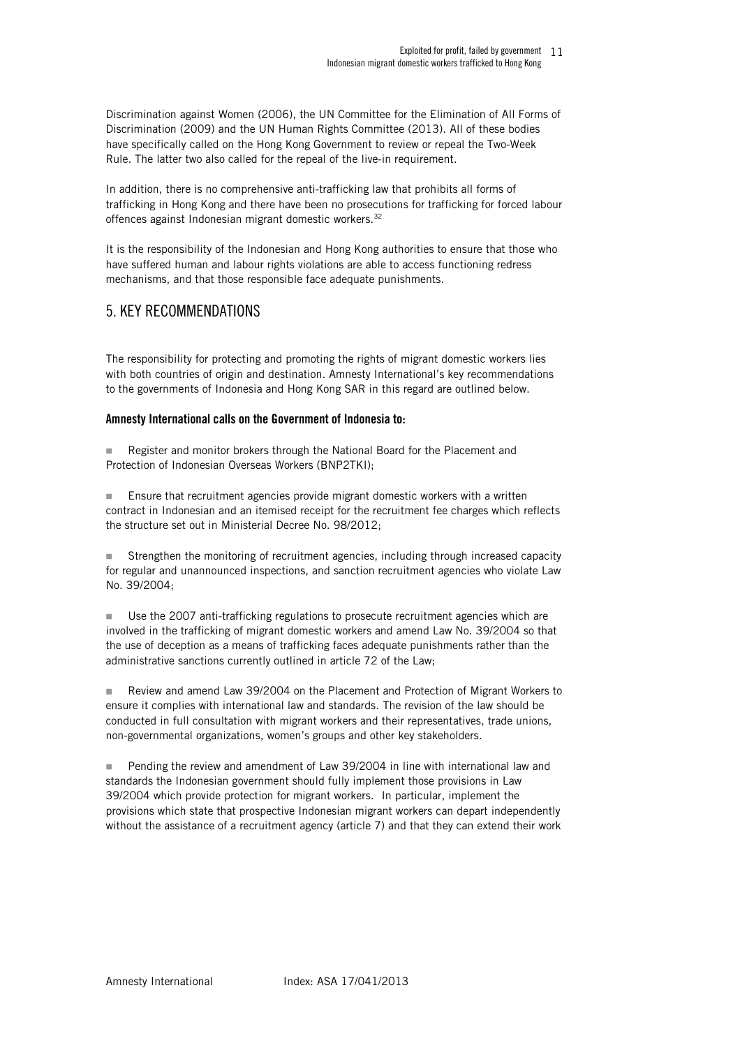Discrimination against Women (2006), the UN Committee for the Elimination of All Forms of Discrimination (2009) and the UN Human Rights Committee (2013). All of these bodies have specifically called on the Hong Kong Government to review or repeal the Two-Week Rule. The latter two also called for the repeal of the live-in requirement.

In addition, there is no comprehensive anti-trafficking law that prohibits all forms of trafficking in Hong Kong and there have been no prosecutions for trafficking for forced labour offences against Indonesian migrant domestic workers.[32]

It is the responsibility of the Indonesian and Hong Kong authorities to ensure that those who have suffered human and labour rights violations are able to access functioning redress mechanisms, and that those responsible face adequate punishments.

## 5. KEY RECOMMENDATIONS

The responsibility for protecting and promoting the rights of migrant domestic workers lies with both countries of origin and destination. Amnesty International's key recommendations to the governments of Indonesia and Hong Kong SAR in this regard are outlined below.

### Amnesty International calls on the Government of Indonesia to:

- Register and monitor brokers through the National Board for the Placement and Protection of Indonesian Overseas Workers (BNP2TKI);

- Ensure that recruitment agencies provide migrant domestic workers with a written contract in Indonesian and an itemised receipt for the recruitment fee charges which reflects the structure set out in Ministerial Decree No. 98/2012;

- Strengthen the monitoring of recruitment agencies, including through increased capacity for regular and unannounced inspections, and sanction recruitment agencies who violate Law No. 39/2004;

- Use the 2007 anti-trafficking regulations to prosecute recruitment agencies which are involved in the trafficking of migrant domestic workers and amend Law No. 39/2004 so that the use of deception as a means of trafficking faces adequate punishments rather than the administrative sanctions currently outlined in article 72 of the Law;

- Review and amend Law 39/2004 on the Placement and Protection of Migrant Workers to ensure it complies with international law and standards. The revision of the law should be conducted in full consultation with migrant workers and their representatives, trade unions, non-governmental organizations, women's groups and other key stakeholders.

- Pending the review and amendment of Law 39/2004 in line with international law and standards the Indonesian government should fully implement those provisions in Law 39/2004 which provide protection for migrant workers. In particular, implement the provisions which state that prospective Indonesian migrant workers can depart independently without the assistance of a recruitment agency (article 7) and that they can extend their work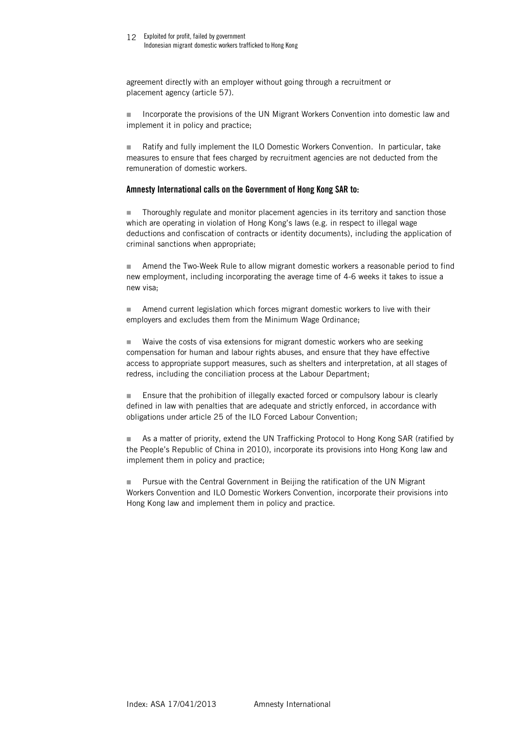agreement directly with an employer without going through a recruitment or placement agency (article 57).

- Incorporate the provisions of the UN Migrant Workers Convention into domestic law and implement it in policy and practice;

- Ratify and fully implement the ILO Domestic Workers Convention. In particular, take measures to ensure that fees charged by recruitment agencies are not deducted from the remuneration of domestic workers.

### Amnesty International calls on the Government of Hong Kong SAR to:

- Thoroughly regulate and monitor placement agencies in its territory and sanction those which are operating in violation of Hong Kong's laws (e.g. in respect to illegal wage deductions and confiscation of contracts or identity documents), including the application of criminal sanctions when appropriate;

- Amend the Two-Week Rule to allow migrant domestic workers a reasonable period to find new employment, including incorporating the average time of 4-6 weeks it takes to issue a new visa;

- Amend current legislation which forces migrant domestic workers to live with their employers and excludes them from the Minimum Wage Ordinance;

- Waive the costs of visa extensions for migrant domestic workers who are seeking compensation for human and labour rights abuses, and ensure that they have effective access to appropriate support measures, such as shelters and interpretation, at all stages of redress, including the conciliation process at the Labour Department;

- Ensure that the prohibition of illegally exacted forced or compulsory labour is clearly defined in law with penalties that are adequate and strictly enforced, in accordance with obligations under article 25 of the ILO Forced Labour Convention;

- As a matter of priority, extend the UN Trafficking Protocol to Hong Kong SAR (ratified by the People's Republic of China in 2010), incorporate its provisions into Hong Kong law and implement them in policy and practice;

- Pursue with the Central Government in Beijing the ratification of the UN Migrant Workers Convention and ILO Domestic Workers Convention, incorporate their provisions into Hong Kong law and implement them in policy and practice.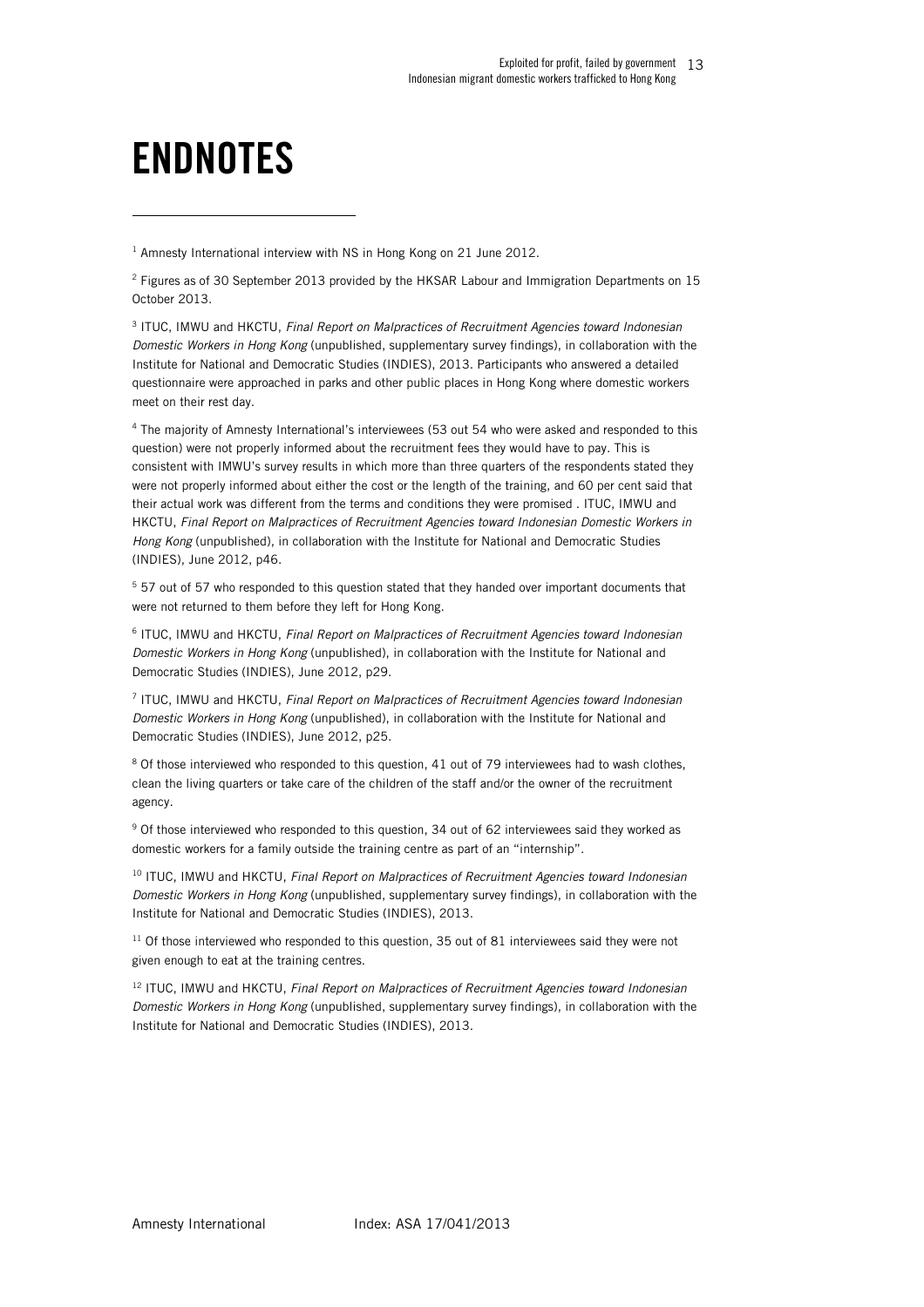# ENDNOTES

[1] Amnesty International interview with NS in Hong Kong on 21 June 2012.

[2] Figures as of 30 September 2013 provided by the HKSAR Labour and Immigration Departments on 15 October 2013.

[3] ITUC, IMWU and HKCTU, *Final Report on Malpractices of Recruitment Agencies toward Indonesian Domestic Workers in Hong Kong* (unpublished, supplementary survey findings), in collaboration with the Institute for National and Democratic Studies (INDIES), 2013. Participants who answered a detailed questionnaire were approached in parks and other public places in Hong Kong where domestic workers meet on their rest day.

[4] The majority of Amnesty International's interviewees (53 out 54 who were asked and responded to this question) were not properly informed about the recruitment fees they would have to pay. This is consistent with IMWU's survey results in which more than three quarters of the respondents stated they were not properly informed about either the cost or the length of the training, and 60 per cent said that their actual work was different from the terms and conditions they were promised . ITUC, IMWU and HKCTU, *Final Report on Malpractices of Recruitment Agencies toward Indonesian Domestic Workers in Hong Kong* (unpublished), in collaboration with the Institute for National and Democratic Studies (INDIES), June 2012, p46.

[5] 57 out of 57 who responded to this question stated that they handed over important documents that were not returned to them before they left for Hong Kong.

[6] ITUC, IMWU and HKCTU, *Final Report on Malpractices of Recruitment Agencies toward Indonesian Domestic Workers in Hong Kong* (unpublished), in collaboration with the Institute for National and Democratic Studies (INDIES), June 2012, p29.

[7] ITUC, IMWU and HKCTU, *Final Report on Malpractices of Recruitment Agencies toward Indonesian Domestic Workers in Hong Kong* (unpublished), in collaboration with the Institute for National and Democratic Studies (INDIES), June 2012, p25.

[8] Of those interviewed who responded to this question, 41 out of 79 interviewees had to wash clothes, clean the living quarters or take care of the children of the staff and/or the owner of the recruitment agency.

[9] Of those interviewed who responded to this question, 34 out of 62 interviewees said they worked as domestic workers for a family outside the training centre as part of an "internship".

[10] ITUC, IMWU and HKCTU, *Final Report on Malpractices of Recruitment Agencies toward Indonesian Domestic Workers in Hong Kong* (unpublished, supplementary survey findings), in collaboration with the Institute for National and Democratic Studies (INDIES), 2013.

[11] Of those interviewed who responded to this question, 35 out of 81 interviewees said they were not given enough to eat at the training centres.

[12] ITUC, IMWU and HKCTU, *Final Report on Malpractices of Recruitment Agencies toward Indonesian Domestic Workers in Hong Kong* (unpublished, supplementary survey findings), in collaboration with the Institute for National and Democratic Studies (INDIES), 2013.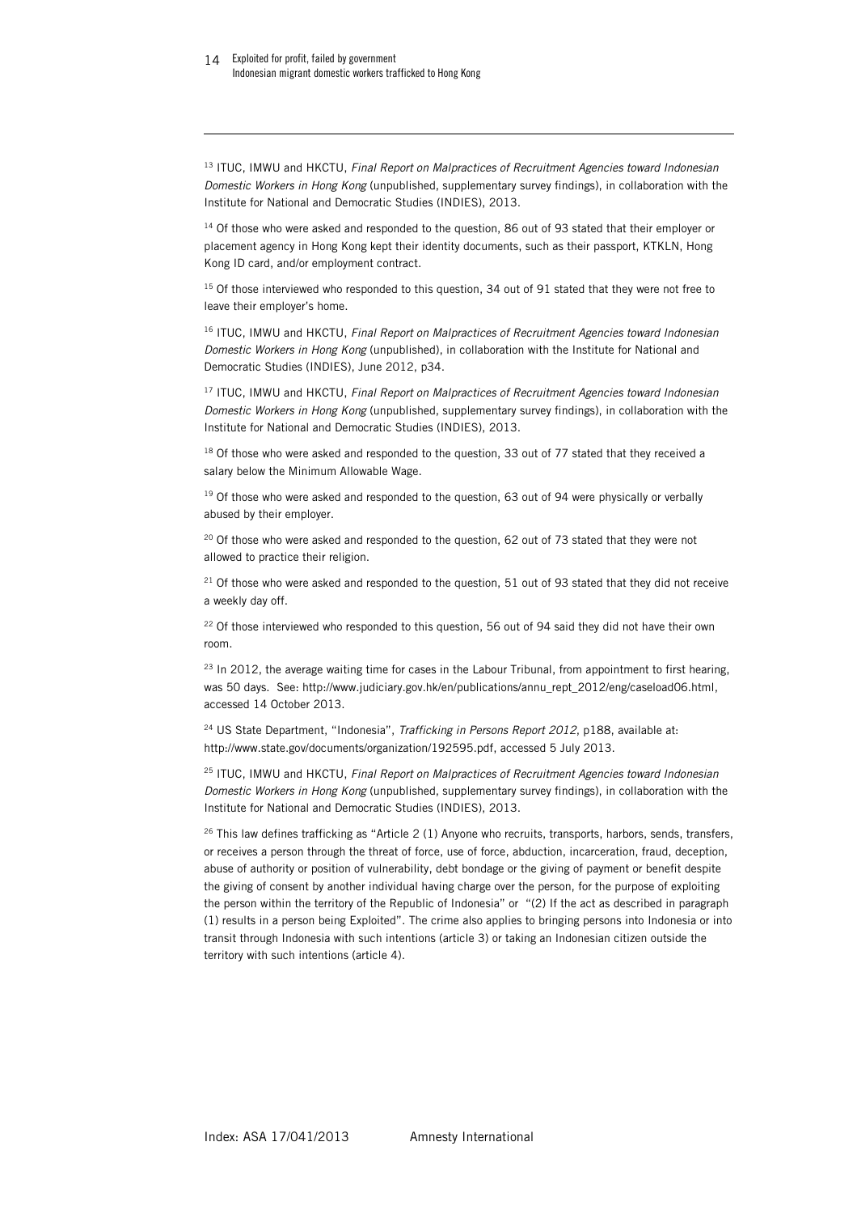[13] ITUC, IMWU and HKCTU, *Final Report on Malpractices of Recruitment Agencies toward Indonesian Domestic Workers in Hong Kong* (unpublished, supplementary survey findings), in collaboration with the Institute for National and Democratic Studies (INDIES), 2013.

[14] Of those who were asked and responded to the question, 86 out of 93 stated that their employer or placement agency in Hong Kong kept their identity documents, such as their passport, KTKLN, Hong Kong ID card, and/or employment contract.

[15] Of those interviewed who responded to this question, 34 out of 91 stated that they were not free to leave their employer's home.

[16] ITUC, IMWU and HKCTU, *Final Report on Malpractices of Recruitment Agencies toward Indonesian Domestic Workers in Hong Kong* (unpublished), in collaboration with the Institute for National and Democratic Studies (INDIES), June 2012, p34.

[17] ITUC, IMWU and HKCTU, *Final Report on Malpractices of Recruitment Agencies toward Indonesian Domestic Workers in Hong Kong* (unpublished, supplementary survey findings), in collaboration with the Institute for National and Democratic Studies (INDIES), 2013.

[18] Of those who were asked and responded to the question, 33 out of 77 stated that they received a salary below the Minimum Allowable Wage.

[19] Of those who were asked and responded to the question, 63 out of 94 were physically or verbally abused by their employer.

[20] Of those who were asked and responded to the question, 62 out of 73 stated that they were not allowed to practice their religion.

[21] Of those who were asked and responded to the question, 51 out of 93 stated that they did not receive a weekly day off.

[22] Of those interviewed who responded to this question, 56 out of 94 said they did not have their own room.

[23] In 2012, the average waiting time for cases in the Labour Tribunal, from appointment to first hearing, was 50 days. See: http://www.judiciary.gov.hk/en/publications/annu_rept_2012/eng/caseload06.html, accessed 14 October 2013.

[24] US State Department, "Indonesia", *Trafficking in Persons Report 2012*, p188, available at: http://www.state.gov/documents/organization/192595.pdf, accessed 5 July 2013.

[25] ITUC, IMWU and HKCTU, *Final Report on Malpractices of Recruitment Agencies toward Indonesian Domestic Workers in Hong Kong* (unpublished, supplementary survey findings), in collaboration with the Institute for National and Democratic Studies (INDIES), 2013.

[26] This law defines trafficking as "Article 2 (1) Anyone who recruits, transports, harbors, sends, transfers, or receives a person through the threat of force, use of force, abduction, incarceration, fraud, deception, abuse of authority or position of vulnerability, debt bondage or the giving of payment or benefit despite the giving of consent by another individual having charge over the person, for the purpose of exploiting the person within the territory of the Republic of Indonesia" or "(2) If the act as described in paragraph (1) results in a person being Exploited". The crime also applies to bringing persons into Indonesia or into transit through Indonesia with such intentions (article 3) or taking an Indonesian citizen outside the territory with such intentions (article 4).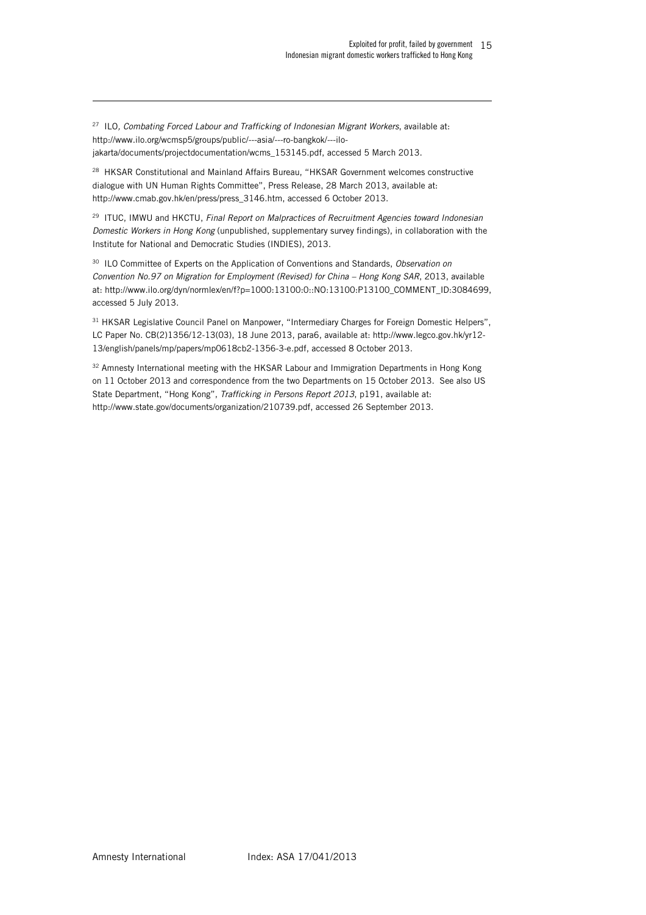[27] ILO, *Combating Forced Labour and Trafficking of Indonesian Migrant Workers*, available at: http://www.ilo.org/wcmsp5/groups/public/---asia/---ro-bangkok/---ilo-jakarta/documents/projectdocumentation/wcms_153145.pdf, accessed 5 March 2013.

[28] HKSAR Constitutional and Mainland Affairs Bureau, "HKSAR Government welcomes constructive dialogue with UN Human Rights Committee", Press Release, 28 March 2013, available at: http://www.cmab.gov.hk/en/press/press_3146.htm, accessed 6 October 2013.

[29] ITUC, IMWU and HKCTU, *Final Report on Malpractices of Recruitment Agencies toward Indonesian Domestic Workers in Hong Kong* (unpublished, supplementary survey findings), in collaboration with the Institute for National and Democratic Studies (INDIES), 2013.

[30] ILO Committee of Experts on the Application of Conventions and Standards, *Observation on Convention No.97 on Migration for Employment (Revised) for China – Hong Kong SAR*, 2013, available at: http://www.ilo.org/dyn/normlex/en/f?p=1000:13100:0::NO:13100:P13100_COMMENT_ID:3084699, accessed 5 July 2013.

[31] HKSAR Legislative Council Panel on Manpower, "Intermediary Charges for Foreign Domestic Helpers", LC Paper No. CB(2)1356/12-13(03), 18 June 2013, para6, available at: http://www.legco.gov.hk/yr12-13/english/panels/mp/papers/mp0618cb2-1356-3-e.pdf, accessed 8 October 2013.

[32] Amnesty International meeting with the HKSAR Labour and Immigration Departments in Hong Kong on 11 October 2013 and correspondence from the two Departments on 15 October 2013. See also US State Department, "Hong Kong", *Trafficking in Persons Report 2013*, p191, available at: http://www.state.gov/documents/organization/210739.pdf, accessed 26 September 2013.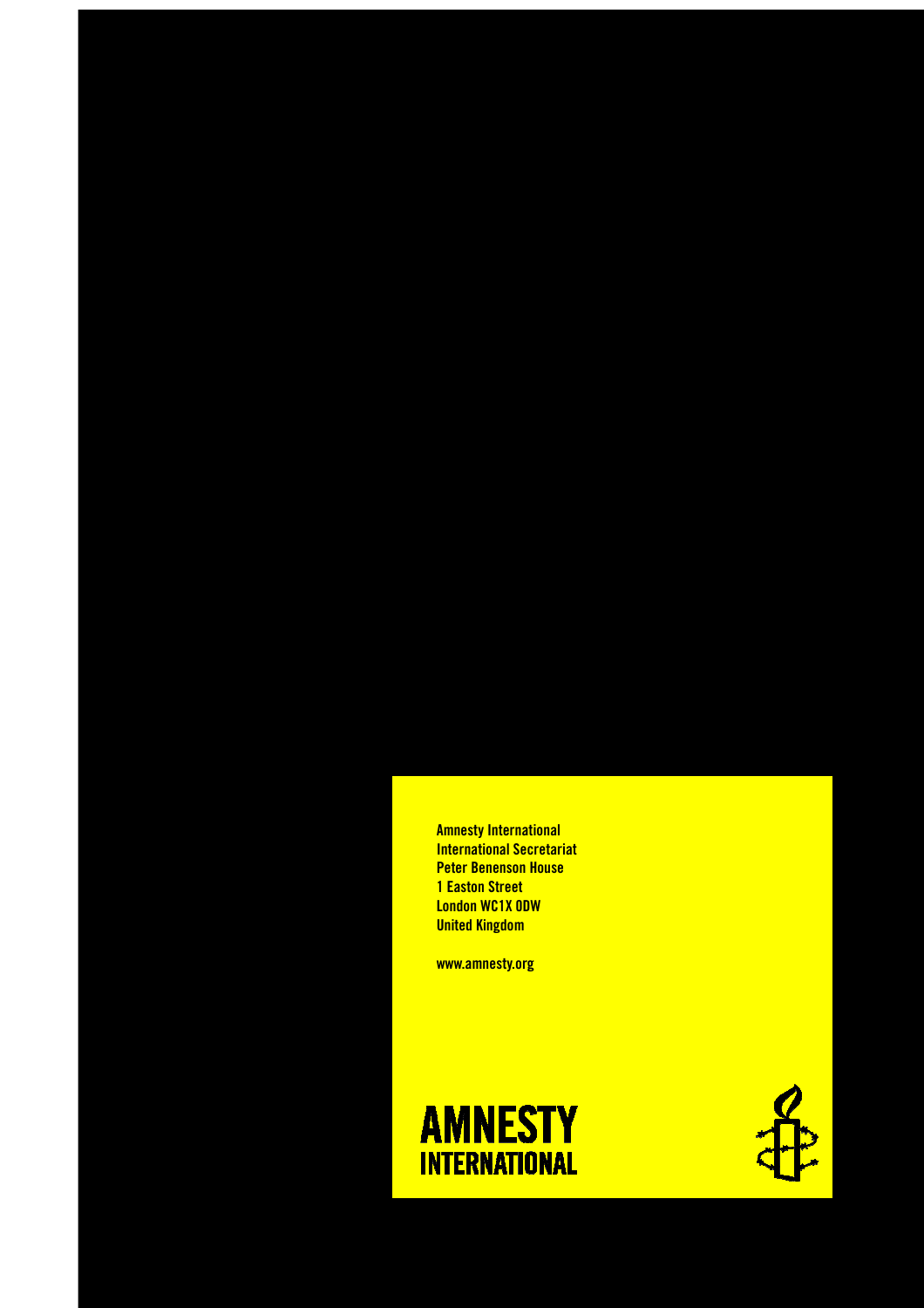Amnesty International
International Secretariat
Peter Benenson House
1 Easton Street
London WC1X 0DW
United Kingdom

www.amnesty.org

AMNESTY
INTERNATIONAL